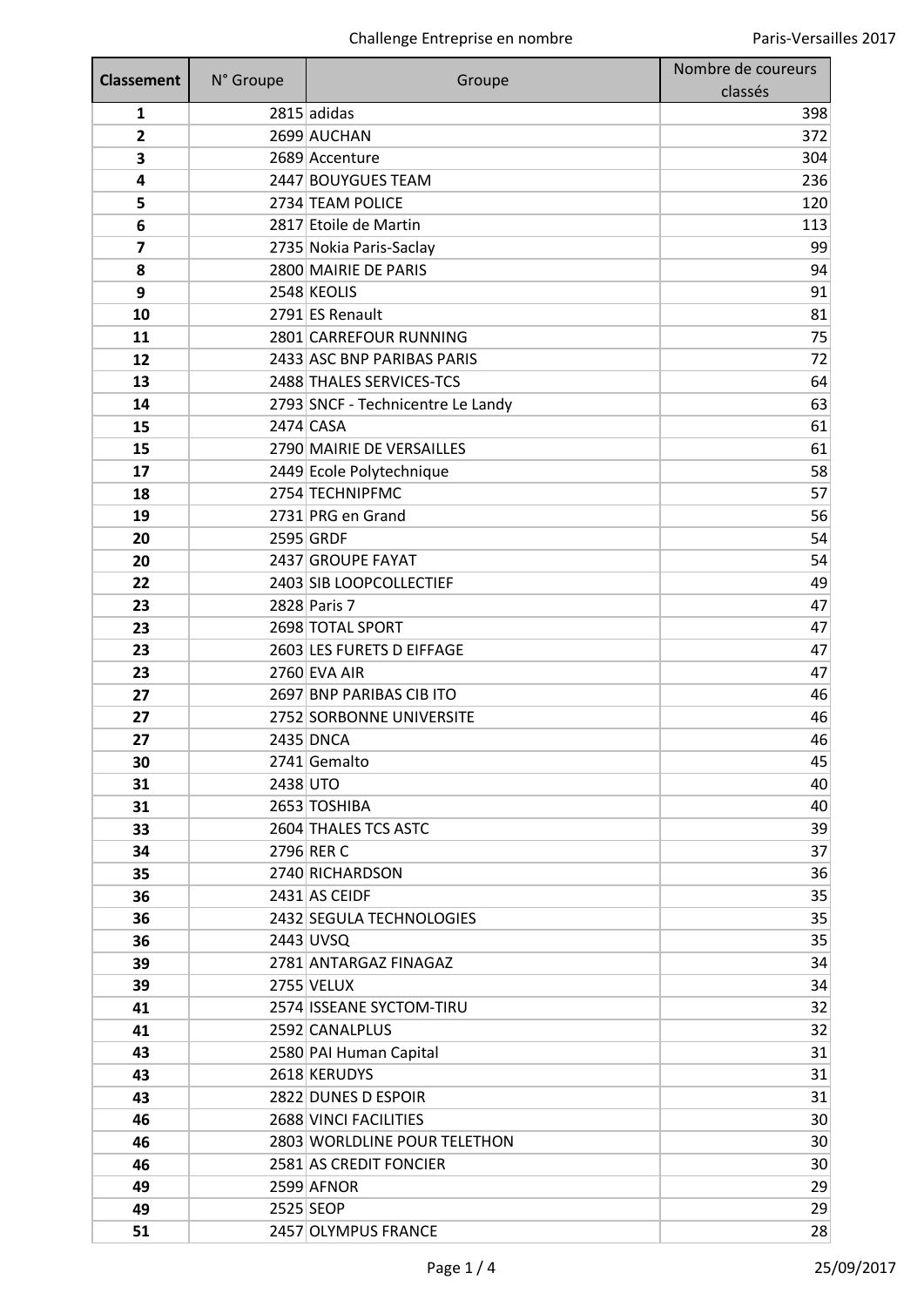| Classement | N° Groupe | Groupe | Nombre de coureurs classés |
|---|---|---|---|
| 1 | 2815 | adidas | 398 |
| 2 | 2699 | AUCHAN | 372 |
| 3 | 2689 | Accenture | 304 |
| 4 | 2447 | BOUYGUES TEAM | 236 |
| 5 | 2734 | TEAM POLICE | 120 |
| 6 | 2817 | Etoile de Martin | 113 |
| 7 | 2735 | Nokia Paris-Saclay | 99 |
| 8 | 2800 | MAIRIE DE PARIS | 94 |
| 9 | 2548 | KEOLIS | 91 |
| 10 | 2791 | ES Renault | 81 |
| 11 | 2801 | CARREFOUR RUNNING | 75 |
| 12 | 2433 | ASC BNP PARIBAS PARIS | 72 |
| 13 | 2488 | THALES SERVICES-TCS | 64 |
| 14 | 2793 | SNCF - Technicentre Le Landy | 63 |
| 15 | 2474 | CASA | 61 |
| 15 | 2790 | MAIRIE DE VERSAILLES | 61 |
| 17 | 2449 | Ecole Polytechnique | 58 |
| 18 | 2754 | TECHNIPFMC | 57 |
| 19 | 2731 | PRG en Grand | 56 |
| 20 | 2595 | GRDF | 54 |
| 20 | 2437 | GROUPE FAYAT | 54 |
| 22 | 2403 | SIB LOOPCOLLECTIEF | 49 |
| 23 | 2828 | Paris 7 | 47 |
| 23 | 2698 | TOTAL SPORT | 47 |
| 23 | 2603 | LES FURETS D EIFFAGE | 47 |
| 23 | 2760 | EVA AIR | 47 |
| 27 | 2697 | BNP PARIBAS CIB ITO | 46 |
| 27 | 2752 | SORBONNE UNIVERSITE | 46 |
| 27 | 2435 | DNCA | 46 |
| 30 | 2741 | Gemalto | 45 |
| 31 | 2438 | UTO | 40 |
| 31 | 2653 | TOSHIBA | 40 |
| 33 | 2604 | THALES TCS ASTC | 39 |
| 34 | 2796 | RER C | 37 |
| 35 | 2740 | RICHARDSON | 36 |
| 36 | 2431 | AS CEIDF | 35 |
| 36 | 2432 | SEGULA TECHNOLOGIES | 35 |
| 36 | 2443 | UVSQ | 35 |
| 39 | 2781 | ANTARGAZ FINAGAZ | 34 |
| 39 | 2755 | VELUX | 34 |
| 41 | 2574 | ISSEANE SYCTOM-TIRU | 32 |
| 41 | 2592 | CANALPLUS | 32 |
| 43 | 2580 | PAI Human Capital | 31 |
| 43 | 2618 | KERUDYS | 31 |
| 43 | 2822 | DUNES D ESPOIR | 31 |
| 46 | 2688 | VINCI FACILITIES | 30 |
| 46 | 2803 | WORLDLINE POUR TELETHON | 30 |
| 46 | 2581 | AS CREDIT FONCIER | 30 |
| 49 | 2599 | AFNOR | 29 |
| 49 | 2525 | SEOP | 29 |
| 51 | 2457 | OLYMPUS FRANCE | 28 |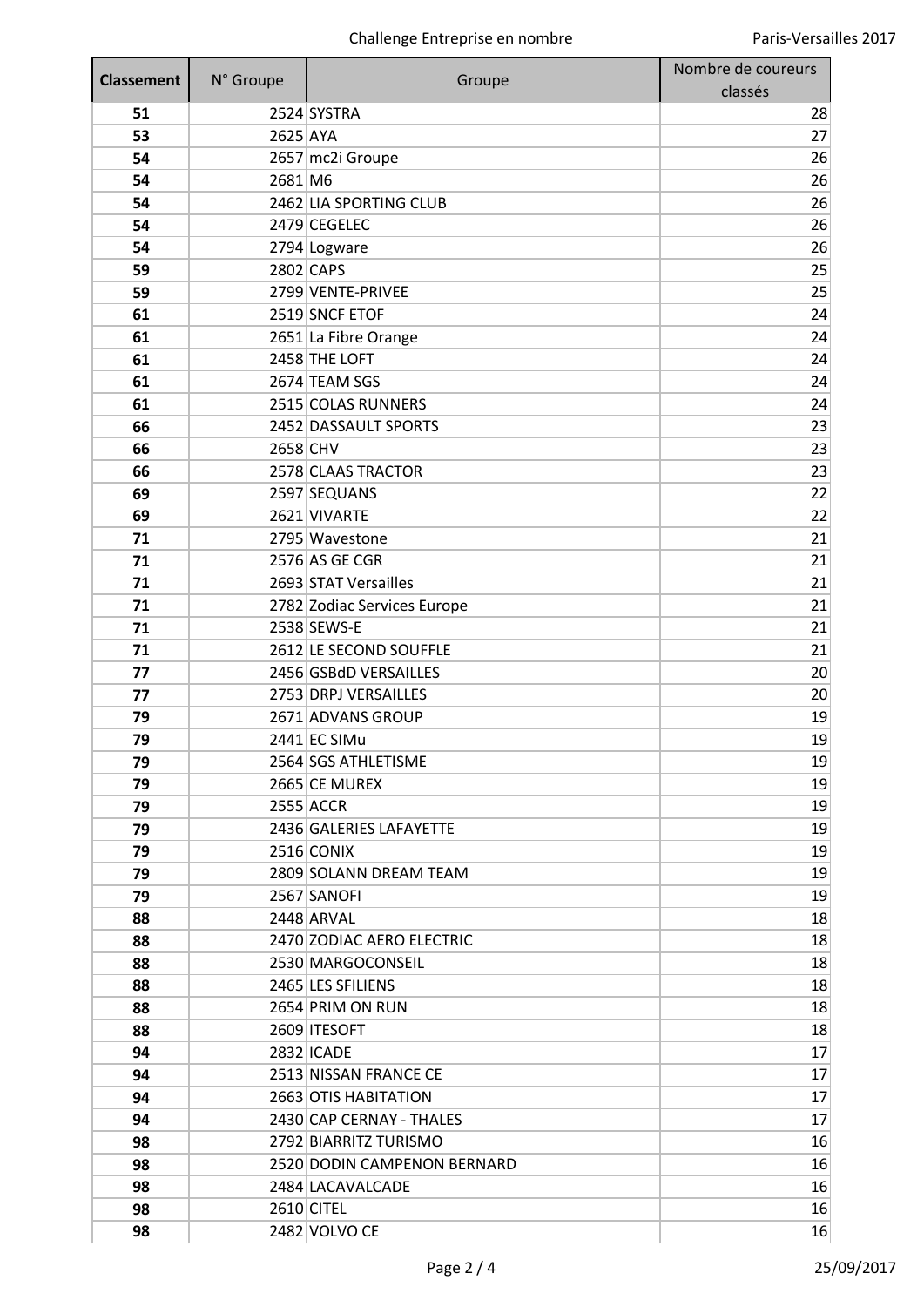| Classement | N° Groupe | Groupe | Nombre de coureurs classés |
|---|---|---|---|
| 51 | 2524 | SYSTRA | 28 |
| 53 | 2625 | AYA | 27 |
| 54 | 2657 | mc2i Groupe | 26 |
| 54 | 2681 | M6 | 26 |
| 54 | 2462 | LIA SPORTING CLUB | 26 |
| 54 | 2479 | CEGELEC | 26 |
| 54 | 2794 | Logware | 26 |
| 59 | 2802 | CAPS | 25 |
| 59 | 2799 | VENTE-PRIVEE | 25 |
| 61 | 2519 | SNCF ETOF | 24 |
| 61 | 2651 | La Fibre Orange | 24 |
| 61 | 2458 | THE LOFT | 24 |
| 61 | 2674 | TEAM SGS | 24 |
| 61 | 2515 | COLAS RUNNERS | 24 |
| 66 | 2452 | DASSAULT SPORTS | 23 |
| 66 | 2658 | CHV | 23 |
| 66 | 2578 | CLAAS TRACTOR | 23 |
| 69 | 2597 | SEQUANS | 22 |
| 69 | 2621 | VIVARTE | 22 |
| 71 | 2795 | Wavestone | 21 |
| 71 | 2576 | AS GE CGR | 21 |
| 71 | 2693 | STAT Versailles | 21 |
| 71 | 2782 | Zodiac Services Europe | 21 |
| 71 | 2538 | SEWS-E | 21 |
| 71 | 2612 | LE SECOND SOUFFLE | 21 |
| 77 | 2456 | GSBdD VERSAILLES | 20 |
| 77 | 2753 | DRPJ VERSAILLES | 20 |
| 79 | 2671 | ADVANS GROUP | 19 |
| 79 | 2441 | EC SIMu | 19 |
| 79 | 2564 | SGS ATHLETISME | 19 |
| 79 | 2665 | CE MUREX | 19 |
| 79 | 2555 | ACCR | 19 |
| 79 | 2436 | GALERIES LAFAYETTE | 19 |
| 79 | 2516 | CONIX | 19 |
| 79 | 2809 | SOLANN DREAM TEAM | 19 |
| 79 | 2567 | SANOFI | 19 |
| 88 | 2448 | ARVAL | 18 |
| 88 | 2470 | ZODIAC AERO ELECTRIC | 18 |
| 88 | 2530 | MARGOCONSEIL | 18 |
| 88 | 2465 | LES SFILIENS | 18 |
| 88 | 2654 | PRIM ON RUN | 18 |
| 88 | 2609 | ITESOFT | 18 |
| 94 | 2832 | ICADE | 17 |
| 94 | 2513 | NISSAN FRANCE CE | 17 |
| 94 | 2663 | OTIS HABITATION | 17 |
| 94 | 2430 | CAP CERNAY - THALES | 17 |
| 98 | 2792 | BIARRITZ TURISMO | 16 |
| 98 | 2520 | DODIN CAMPENON BERNARD | 16 |
| 98 | 2484 | LACAVALCADE | 16 |
| 98 | 2610 | CITEL | 16 |
| 98 | 2482 | VOLVO CE | 16 |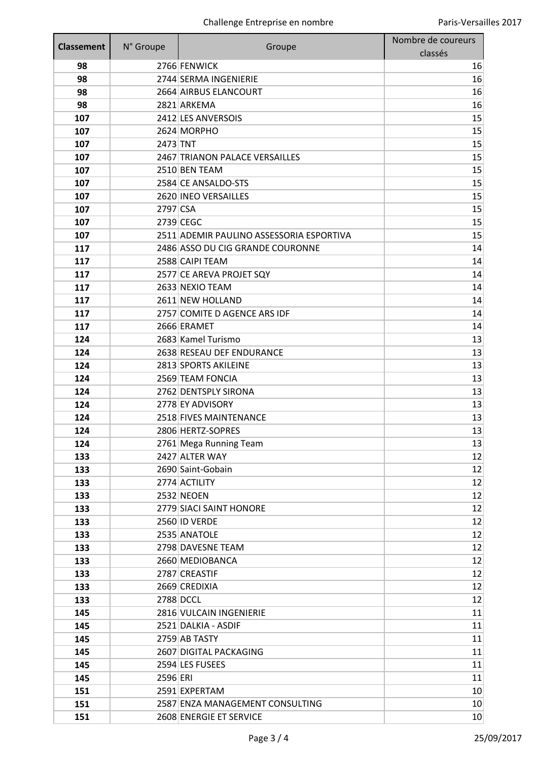| Classement | N° Groupe | Groupe | Nombre de coureurs classés |
|---|---|---|---|
| 98 | 2766 | FENWICK | 16 |
| 98 | 2744 | SERMA INGENIERIE | 16 |
| 98 | 2664 | AIRBUS ELANCOURT | 16 |
| 98 | 2821 | ARKEMA | 16 |
| 107 | 2412 | LES ANVERSOIS | 15 |
| 107 | 2624 | MORPHO | 15 |
| 107 | 2473 | TNT | 15 |
| 107 | 2467 | TRIANON PALACE VERSAILLES | 15 |
| 107 | 2510 | BEN TEAM | 15 |
| 107 | 2584 | CE ANSALDO-STS | 15 |
| 107 | 2620 | INEO VERSAILLES | 15 |
| 107 | 2797 | CSA | 15 |
| 107 | 2739 | CEGC | 15 |
| 107 | 2511 | ADEMIR PAULINO ASSESSORIA ESPORTIVA | 15 |
| 117 | 2486 | ASSO DU CIG GRANDE COURONNE | 14 |
| 117 | 2588 | CAIPI TEAM | 14 |
| 117 | 2577 | CE AREVA PROJET SQY | 14 |
| 117 | 2633 | NEXIO TEAM | 14 |
| 117 | 2611 | NEW HOLLAND | 14 |
| 117 | 2757 | COMITE D AGENCE ARS IDF | 14 |
| 117 | 2666 | ERAMET | 14 |
| 124 | 2683 | Kamel Turismo | 13 |
| 124 | 2638 | RESEAU DEF ENDURANCE | 13 |
| 124 | 2813 | SPORTS AKILEINE | 13 |
| 124 | 2569 | TEAM FONCIA | 13 |
| 124 | 2762 | DENTSPLY SIRONA | 13 |
| 124 | 2778 | EY ADVISORY | 13 |
| 124 | 2518 | FIVES MAINTENANCE | 13 |
| 124 | 2806 | HERTZ-SOPRES | 13 |
| 124 | 2761 | Mega Running Team | 13 |
| 133 | 2427 | ALTER WAY | 12 |
| 133 | 2690 | Saint-Gobain | 12 |
| 133 | 2774 | ACTILITY | 12 |
| 133 | 2532 | NEOEN | 12 |
| 133 | 2779 | SIACI SAINT HONORE | 12 |
| 133 | 2560 | ID VERDE | 12 |
| 133 | 2535 | ANATOLE | 12 |
| 133 | 2798 | DAVESNE TEAM | 12 |
| 133 | 2660 | MEDIOBANCA | 12 |
| 133 | 2787 | CREASTIF | 12 |
| 133 | 2669 | CREDIXIA | 12 |
| 133 | 2788 | DCCL | 12 |
| 145 | 2816 | VULCAIN INGENIERIE | 11 |
| 145 | 2521 | DALKIA - ASDIF | 11 |
| 145 | 2759 | AB TASTY | 11 |
| 145 | 2607 | DIGITAL PACKAGING | 11 |
| 145 | 2594 | LES FUSEES | 11 |
| 145 | 2596 | ERI | 11 |
| 151 | 2591 | EXPERTAM | 10 |
| 151 | 2587 | ENZA MANAGEMENT CONSULTING | 10 |
| 151 | 2608 | ENERGIE ET SERVICE | 10 |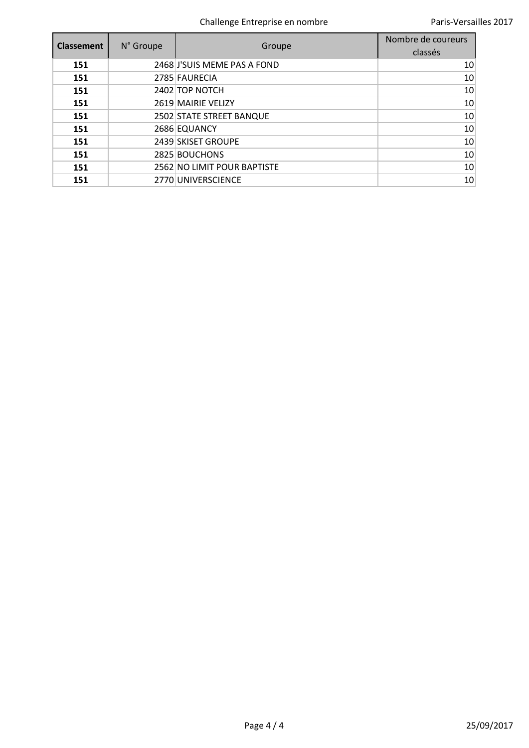| Classement | N° Groupe | Groupe | Nombre de coureurs classés |
|---|---|---|---|
| **151** | 2468 | J'SUIS MEME PAS A FOND | 10 |
| **151** | 2785 | FAURECIA | 10 |
| **151** | 2402 | TOP NOTCH | 10 |
| **151** | 2619 | MAIRIE VELIZY | 10 |
| **151** | 2502 | STATE STREET BANQUE | 10 |
| **151** | 2686 | EQUANCY | 10 |
| **151** | 2439 | SKISET GROUPE | 10 |
| **151** | 2825 | BOUCHONS | 10 |
| **151** | 2562 | NO LIMIT POUR BAPTISTE | 10 |
| **151** | 2770 | UNIVERSCIENCE | 10 |